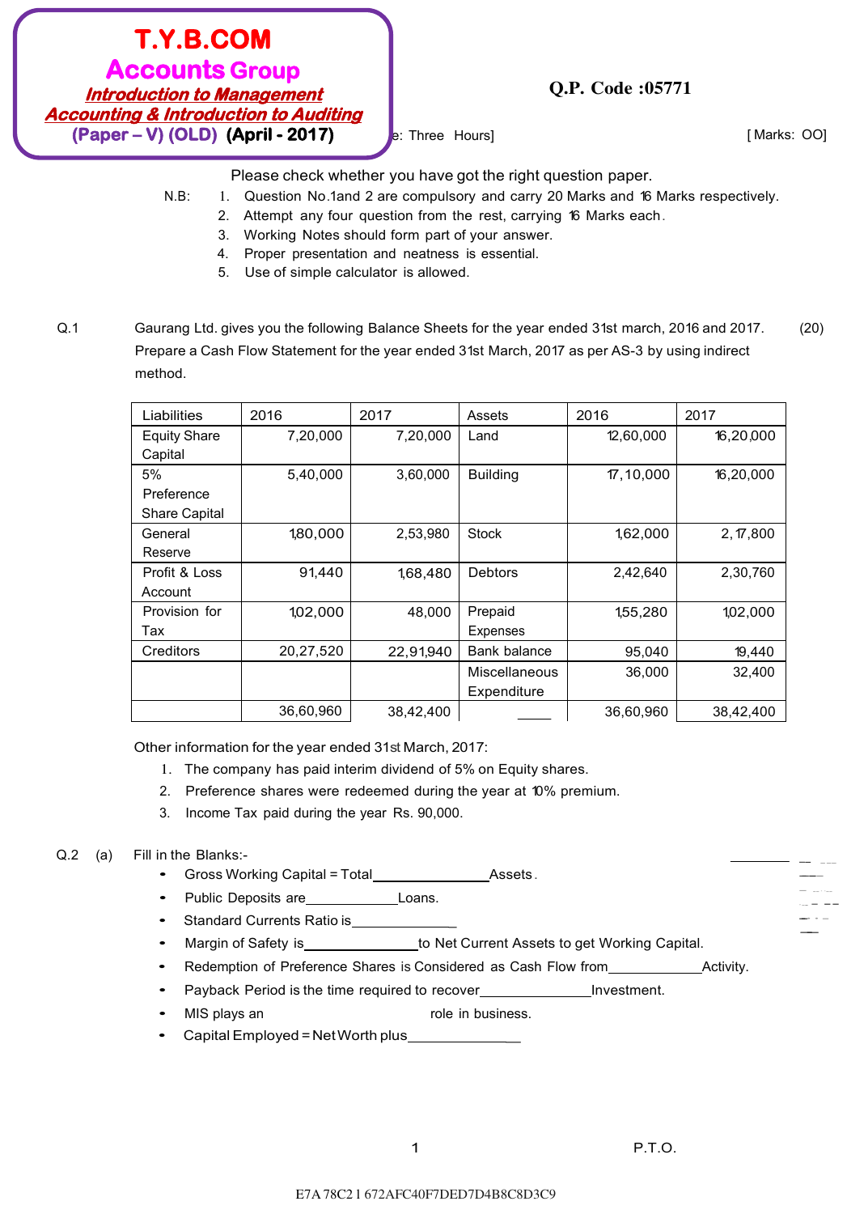**T.Y.B.COM**
**Accounts Group**
***Introduction to Management Accounting & Introduction to Auditing***
**(Paper – V) (OLD) (April - 2017)**

**Q.P. Code :05771**

e: Three Hours] [ Marks: OO]

Please check whether you have got the right question paper.

N.B:
1. Question No.1and 2 are compulsory and carry 20 Marks and 16 Marks respectively.
2. Attempt any four question from the rest, carrying 16 Marks each.
3. Working Notes should form part of your answer.
4. Proper presentation and neatness is essential.
5. Use of simple calculator is allowed.

**Q.1** Gaurang Ltd. gives you the following Balance Sheets for the year ended 31st march, 2016 and 2017. Prepare a Cash Flow Statement for the year ended 31st March, 2017 as per AS-3 by using indirect method. (20)

| Liabilities | 2016 | 2017 | Assets | 2016 | 2017 |
|---|---|---|---|---|---|
| Equity Share Capital | 7,20,000 | 7,20,000 | Land | 12,60,000 | 16,20,000 |
| 5% Preference Share Capital | 5,40,000 | 3,60,000 | Building | 17,10,000 | 16,20,000 |
| General Reserve | 1,80,000 | 2,53,980 | Stock | 1,62,000 | 2,17,800 |
| Profit & Loss Account | 91,440 | 1,68,480 | Debtors | 2,42,640 | 2,30,760 |
| Provision for Tax | 1,02,000 | 48,000 | Prepaid Expenses | 1,55,280 | 1,02,000 |
| Creditors | 20,27,520 | 22,91,940 | Bank balance | 95,040 | 19,440 |
| | | | Miscellaneous Expenditure | 36,000 | 32,400 |
| | 36,60,960 | 38,42,400 | | 36,60,960 | 38,42,400 |

Other information for the year ended 31st March, 2017:
1. The company has paid interim dividend of 5% on Equity shares.
2. Preference shares were redeemed during the year at 10% premium.
3. Income Tax paid during the year Rs. 90,000.

**Q.2 (a)** Fill in the Blanks:-

- Gross Working Capital = Total_______________Assets.
- Public Deposits are____________Loans.
- Standard Currents Ratio is______________
- Margin of Safety is_______________to Net Current Assets to get Working Capital.
- Redemption of Preference Shares is Considered as Cash Flow from____________Activity.
- Payback Period is the time required to recover______________Investment.
- MIS plays an role in business.
- Capital Employed = Net Worth plus_______________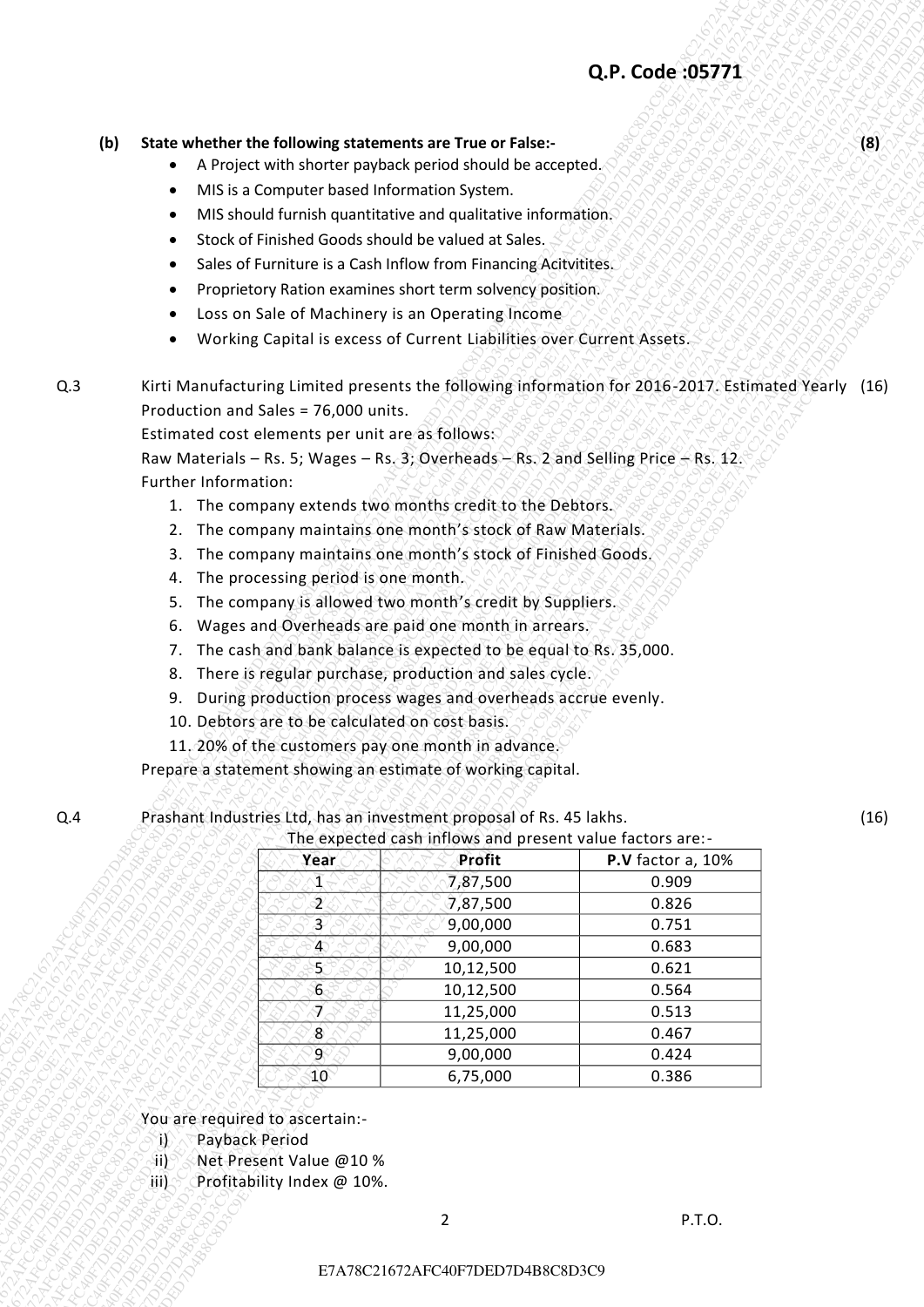**(b) State whether the following statements are True or False:-** **(8)**

- A Project with shorter payback period should be accepted.
- MIS is a Computer based Information System.
- MIS should furnish quantitative and qualitative information.
- Stock of Finished Goods should be valued at Sales.
- Sales of Furniture is a Cash Inflow from Financing Acitvitites.
- Proprietory Ration examines short term solvency position.
- Loss on Sale of Machinery is an Operating Income
- Working Capital is excess of Current Liabilities over Current Assets.

Q.3 Kirti Manufacturing Limited presents the following information for 2016-2017. Estimated Yearly Production and Sales = 76,000 units. (16)

Estimated cost elements per unit are as follows:

Raw Materials – Rs. 5; Wages – Rs. 3; Overheads – Rs. 2 and Selling Price – Rs. 12.

Further Information:

1. The company extends two months credit to the Debtors.
2. The company maintains one month's stock of Raw Materials.
3. The company maintains one month's stock of Finished Goods.
4. The processing period is one month.
5. The company is allowed two month's credit by Suppliers.
6. Wages and Overheads are paid one month in arrears.
7. The cash and bank balance is expected to be equal to Rs. 35,000.
8. There is regular purchase, production and sales cycle.
9. During production process wages and overheads accrue evenly.
10. Debtors are to be calculated on cost basis.
11. 20% of the customers pay one month in advance.

Prepare a statement showing an estimate of working capital.

Q.4 Prashant Industries Ltd, has an investment proposal of Rs. 45 lakhs. (16)

The expected cash inflows and present value factors are:-

| Year | Profit | **P.V** factor a, 10% |
|---|---|---|
| 1 | 7,87,500 | 0.909 |
| 2 | 7,87,500 | 0.826 |
| 3 | 9,00,000 | 0.751 |
| 4 | 9,00,000 | 0.683 |
| 5 | 10,12,500 | 0.621 |
| 6 | 10,12,500 | 0.564 |
| 7 | 11,25,000 | 0.513 |
| 8 | 11,25,000 | 0.467 |
| 9 | 9,00,000 | 0.424 |
| 10 | 6,75,000 | 0.386 |

You are required to ascertain:-

i) Payback Period
ii) Net Present Value @10 %
iii) Profitability Index @ 10%.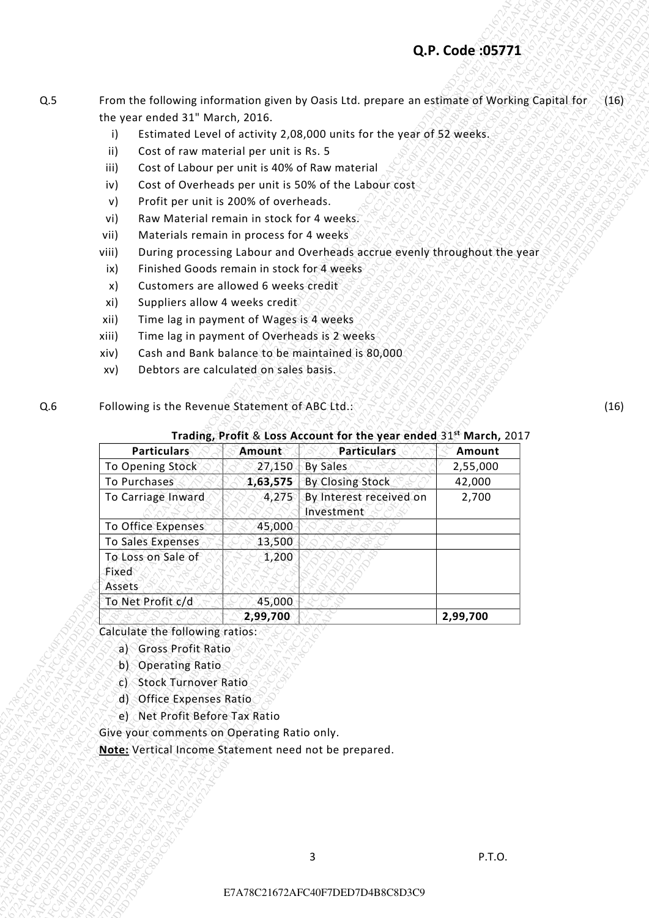Q.5 From the following information given by Oasis Ltd. prepare an estimate of Working Capital for the year ended 31" March, 2016. (16)

i) Estimated Level of activity 2,08,000 units for the year of 52 weeks.
ii) Cost of raw material per unit is Rs. 5
iii) Cost of Labour per unit is 40% of Raw material
iv) Cost of Overheads per unit is 50% of the Labour cost
v) Profit per unit is 200% of overheads.
vi) Raw Material remain in stock for 4 weeks.
vii) Materials remain in process for 4 weeks
viii) During processing Labour and Overheads accrue evenly throughout the year
ix) Finished Goods remain in stock for 4 weeks
x) Customers are allowed 6 weeks credit
xi) Suppliers allow 4 weeks credit
xii) Time lag in payment of Wages is 4 weeks
xiii) Time lag in payment of Overheads is 2 weeks
xiv) Cash and Bank balance to be maintained is 80,000
xv) Debtors are calculated on sales basis.

Q.6 Following is the Revenue Statement of ABC Ltd.: (16)

**Trading, Profit & Loss Account for the year ended 31st March, 2017**

| Particulars | Amount | Particulars | Amount |
|---|---|---|---|
| To Opening Stock | 27,150 | By Sales | 2,55,000 |
| To Purchases | **1,63,575** | By Closing Stock | 42,000 |
| To Carriage Inward | 4,275 | By Interest received on Investment | 2,700 |
| To Office Expenses | 45,000 | | |
| To Sales Expenses | 13,500 | | |
| To Loss on Sale of Fixed Assets | 1,200 | | |
| To Net Profit c/d | 45,000 | | |
| | **2,99,700** | | **2,99,700** |

Calculate the following ratios:

a) Gross Profit Ratio
b) Operating Ratio
c) Stock Turnover Ratio
d) Office Expenses Ratio
e) Net Profit Before Tax Ratio

Give your comments on Operating Ratio only.

**Note:** Vertical Income Statement need not be prepared.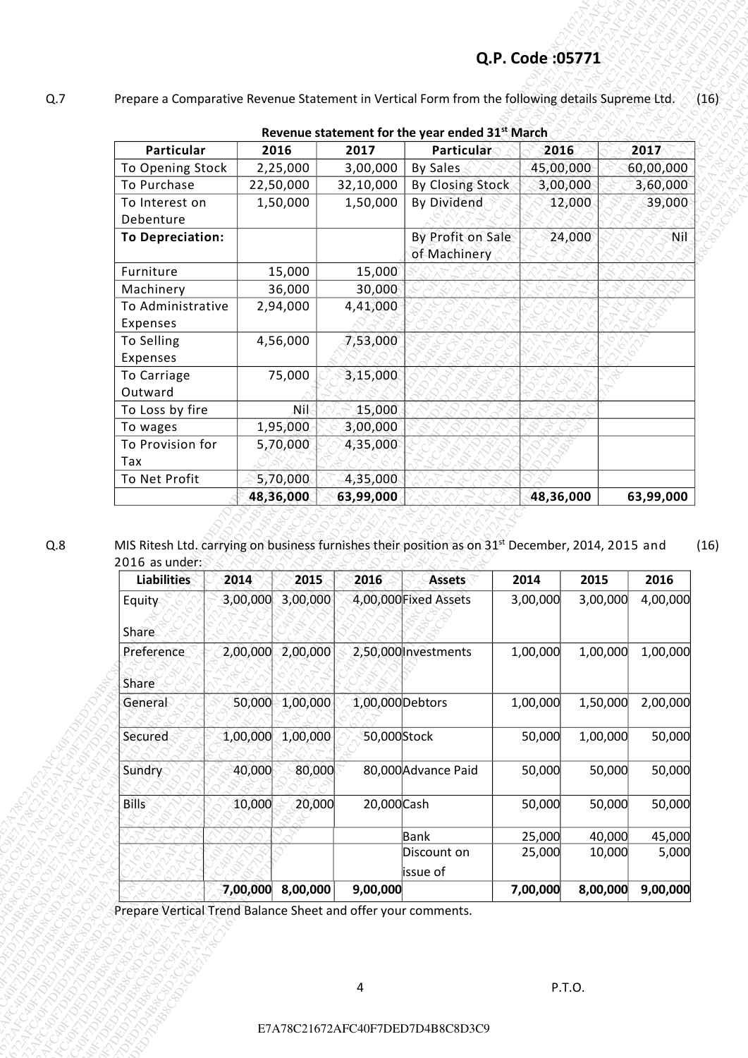Q.P. Code :05771

Q.7 Prepare a Comparative Revenue Statement in Vertical Form from the following details Supreme Ltd. (16)

**Revenue statement for the year ended 31st March**

| Particular | 2016 | 2017 | Particular | 2016 | 2017 |
|---|---|---|---|---|---|
| To Opening Stock | 2,25,000 | 3,00,000 | By Sales | 45,00,000 | 60,00,000 |
| To Purchase | 22,50,000 | 32,10,000 | By Closing Stock | 3,00,000 | 3,60,000 |
| To Interest on Debenture | 1,50,000 | 1,50,000 | By Dividend | 12,000 | 39,000 |
| **To Depreciation:** | | | By Profit on Sale of Machinery | 24,000 | Nil |
| Furniture | 15,000 | 15,000 | | | |
| Machinery | 36,000 | 30,000 | | | |
| To Administrative Expenses | 2,94,000 | 4,41,000 | | | |
| To Selling Expenses | 4,56,000 | 7,53,000 | | | |
| To Carriage Outward | 75,000 | 3,15,000 | | | |
| To Loss by fire | Nil | 15,000 | | | |
| To wages | 1,95,000 | 3,00,000 | | | |
| To Provision for Tax | 5,70,000 | 4,35,000 | | | |
| To Net Profit | 5,70,000 | 4,35,000 | | | |
| | **48,36,000** | **63,99,000** | | **48,36,000** | **63,99,000** |

Q.8 MIS Ritesh Ltd. carrying on business furnishes their position as on 31st December, 2014, 2015 and 2016 as under: (16)

| Liabilities | 2014 | 2015 | 2016 | Assets | 2014 | 2015 | 2016 |
|---|---|---|---|---|---|---|---|
| Equity Share | 3,00,000 | 3,00,000 | 4,00,000 | Fixed Assets | 3,00,000 | 3,00,000 | 4,00,000 |
| Preference Share | 2,00,000 | 2,00,000 | 2,50,000 | Investments | 1,00,000 | 1,00,000 | 1,00,000 |
| General | 50,000 | 1,00,000 | 1,00,000 | Debtors | 1,00,000 | 1,50,000 | 2,00,000 |
| Secured | 1,00,000 | 1,00,000 | 50,000 | Stock | 50,000 | 1,00,000 | 50,000 |
| Sundry | 40,000 | 80,000 | 80,000 | Advance Paid | 50,000 | 50,000 | 50,000 |
| Bills | 10,000 | 20,000 | 20,000 | Cash | 50,000 | 50,000 | 50,000 |
| | | | | Bank | 25,000 | 40,000 | 45,000 |
| | | | | Discount on issue of | 25,000 | 10,000 | 5,000 |
| | 7,00,000 | 8,00,000 | 9,00,000 | | 7,00,000 | 8,00,000 | 9,00,000 |

Prepare Vertical Trend Balance Sheet and offer your comments.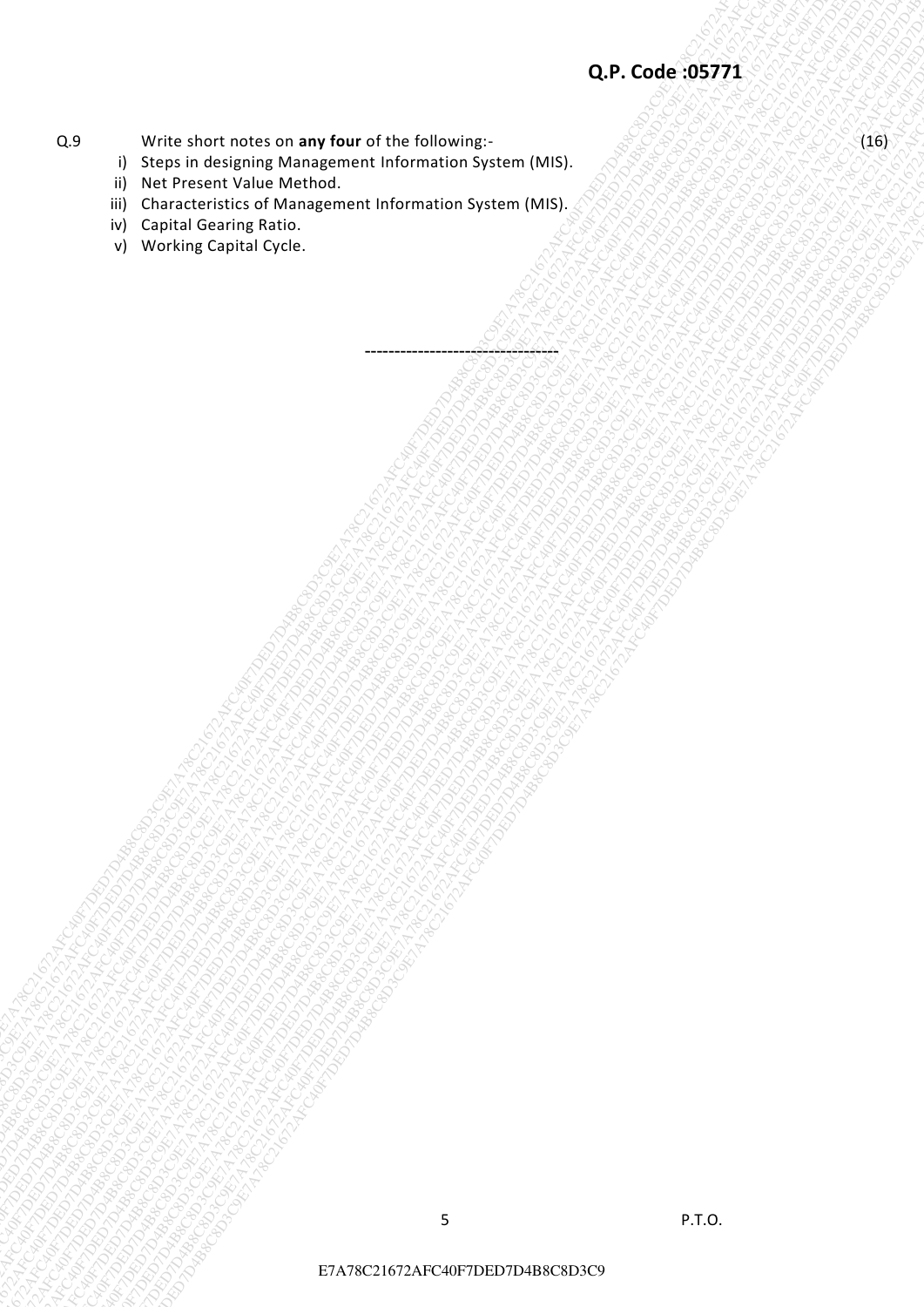Q.9 Write short notes on **any four** of the following:- (16)

i) Steps in designing Management Information System (MIS).
ii) Net Present Value Method.
iii) Characteristics of Management Information System (MIS).
iv) Capital Gearing Ratio.
v) Working Capital Cycle.

---------------------------------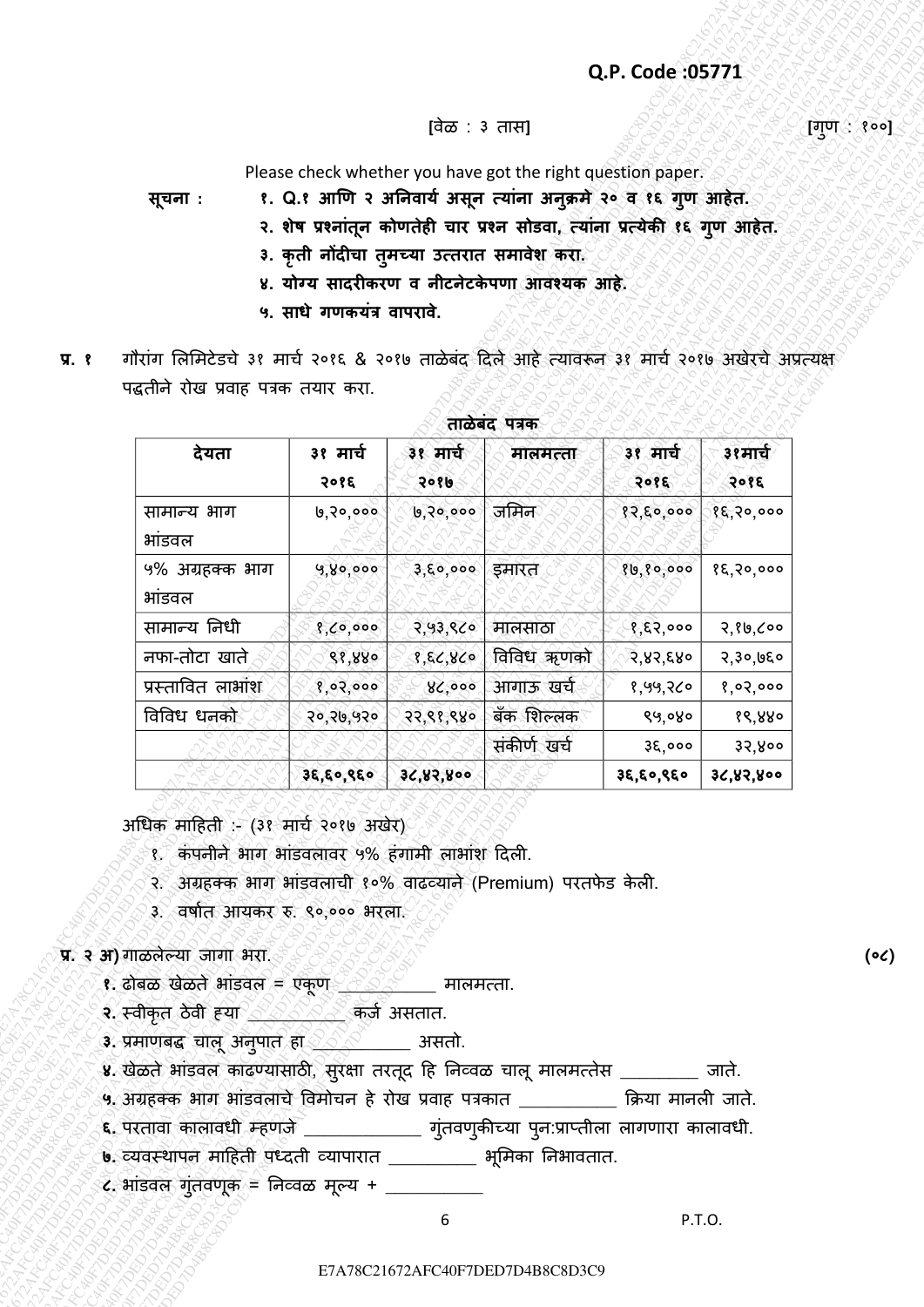**Q.P. Code :05771**

[वेळ : ३ तास] [गुण : १००]

Please check whether you have got the right question paper.

**सूचना :**
1. **Q.१ आणि २ अनिवार्य असून त्यांना अनुक्रमे २० व १६ गुण आहेत.**
2. **शेष प्रश्नांतून कोणतेही चार प्रश्न सोडवा, त्यांना प्रत्येकी १६ गुण आहेत.**
3. **कृती नोंदीचा तुमच्या उत्तरात समावेश करा.**
4. **योग्य सादरीकरण व नीटनेटकेपणा आवश्यक आहे.**
5. **साधे गणकयंत्र वापरावे.**

**प्र. १** गौरांग लिमिटेडचे ३१ मार्च २०१६ & २०१७ ताळेबंद दिले आहे त्यावरून ३१ मार्च २०१७ अखेरचे अप्रत्यक्ष पद्धतीने रोख प्रवाह पत्रक तयार करा.

**ताळेबंद पत्रक**

| देयता | ३१ मार्च २०१६ | ३१ मार्च २०१७ | मालमत्ता | ३१ मार्च २०१६ | ३१मार्च २०१६ |
|---|---|---|---|---|---|
| सामान्य भाग भांडवल | ७,२०,००० | ७,२०,००० | जमिन | १२,६०,००० | १६,२०,००० |
| ५% अग्रहक्क भाग भांडवल | ५,४०,००० | ३,६०,००० | इमारत | १७,१०,००० | १६,२०,००० |
| सामान्य निधी | १,८०,००० | २,५३,९८० | मालसाठा | १,६२,००० | २,१७,८०० |
| नफा-तोटा खाते | ९१,४४० | १,६८,४८० | विविध ऋणको | २,४२,६४० | २,३०,७६० |
| प्रस्तावित लाभांश | १,०२,००० | ४८,००० | आगाऊ खर्च | १,५५,२८० | १,०२,००० |
| विविध धनको | २०,२७,५२० | २२,९१,९४० | बँक शिल्लक | ९५,०४० | १९,४४० |
| | | | संकीर्ण खर्च | ३६,००० | ३२,४०० |
| | ३६,६०,९६० | ३८,४२,४०० | | ३६,६०,९६० | ३८,४२,४०० |

अधिक माहिती :- (३१ मार्च २०१७ अखेर)

1. कंपनीने भाग भांडवलावर ५% हंगामी लाभांश दिली.
2. अग्रहक्क भाग भांडवलाची १०% वाढव्याने (Premium) परतफेड केली.
3. वर्षात आयकर रु. ९०,००० भरला.

**प्र. २ अ)** गाळलेल्या जागा भरा. **(०८)**

**१.** ढोबळ खेळते भांडवल = एकूण __________ मालमत्ता.

**२.** स्वीकृत ठेवी ह्या __________ कर्ज असतात.

**३.** प्रमाणबद्ध चालू अनुपात हा __________ असतो.

**४.** खेळते भांडवल काढण्यासाठी, सुरक्षा तरतूद हि निव्वळ चालू मालमत्तेस ________ जाते.

**५.** अग्रहक्क भाग भांडवलाचे विमोचन हे रोख प्रवाह पत्रकात __________ क्रिया मानली जाते.

**६.** परतावा कालावधी म्हणजे ____________ गुंतवणुकीच्या पुन:प्राप्तीला लागणारा कालावधी.

**७.** व्यवस्थापन माहिती पध्दती व्यापारात _________ भूमिका निभावतात.

**८.** भांडवल गुंतवणूक = निव्वळ मूल्य + __________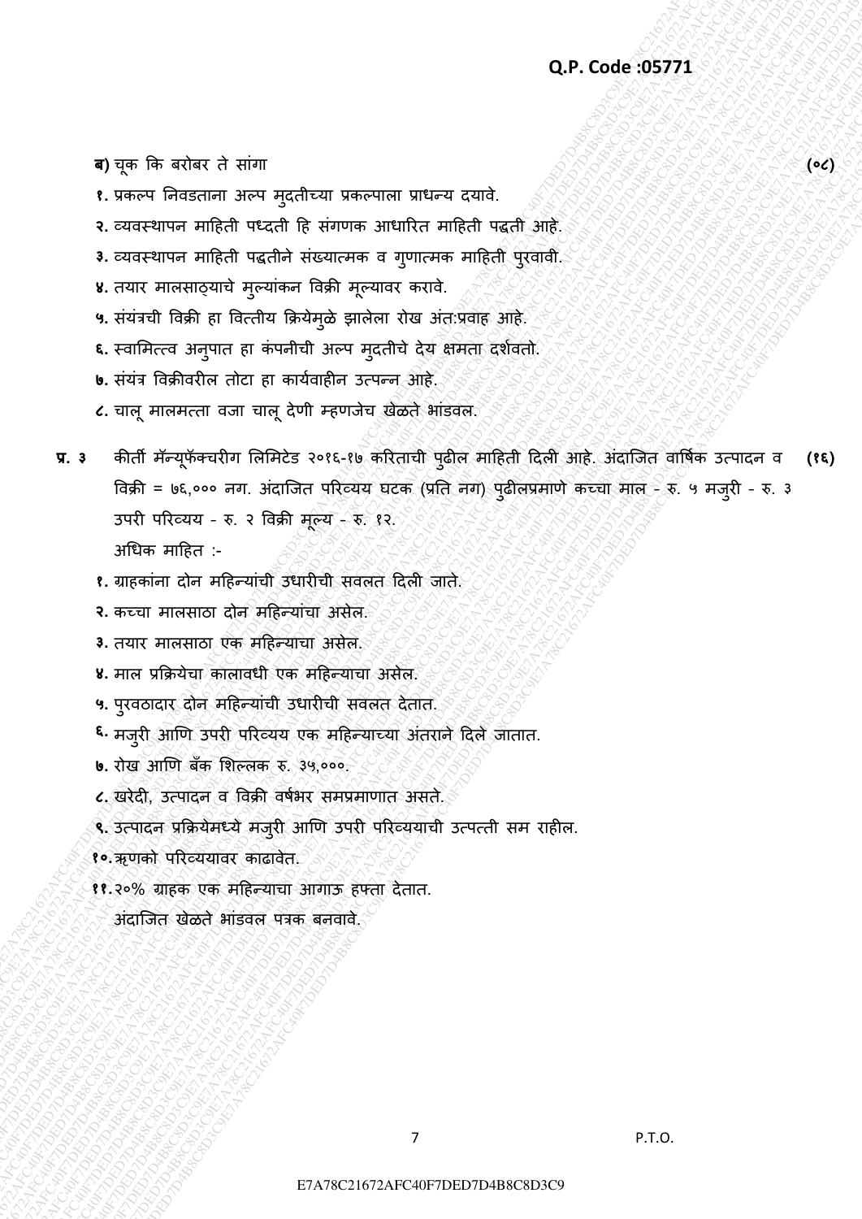**ब)** चूक कि बरोबर ते सांगा **(०८)**

१. प्रकल्प निवडताना अल्प मुदतीच्या प्रकल्पाला प्राधन्य दयावे.

२. व्यवस्थापन माहिती पध्दती हि संगणक आधारित माहिती पद्धती आहे.

३. व्यवस्थापन माहिती पद्धतीने संख्यात्मक व गुणात्मक माहिती पुरवावी.

४. तयार मालसाठ्याचे मुल्यांकन विक्री मूल्यावर करावे.

५. संयंत्राची विक्री हा वित्तीय क्रियेमुळे झालेला रोख अंत:प्रवाह आहे.

६. स्वामित्त्व अनुपात हा कंपनीची अल्प मुदतीचे देय क्षमता दर्शवतो.

७. संयंत्र विक्रीवरील तोटा हा कार्यवाहीन उत्पन्न आहे.

८. चालू मालमत्ता वजा चालू देणी म्हणजेच खेळते भांडवल.

**प्र. ३** कीर्ती मॅन्यूफॅक्चरीग लिमिटेड २०१६-१७ करिताची पुढील माहिती दिली आहे. अंदाजित वार्षिक उत्पादन व विक्री = ७६,००० नग. अंदाजित परिव्यय घटक (प्रति नग) पुढीलप्रमाणे कच्चा माल - रु. ५ मजुरी - रु. ३ उपरी परिव्यय - रु. २ विक्री मूल्य - रु. १२. **(१६)**

अधिक माहित :-

१. ग्राहकांना दोन महिन्यांची उधारीची सवलत दिली जाते.

२. कच्चा मालसाठा दोन महिन्यांचा असेल.

३. तयार मालसाठा एक महिन्याचा असेल.

४. माल प्रक्रियेचा कालावधी एक महिन्याचा असेल.

५. पुरवठादार दोन महिन्यांची उधारीची सवलत देतात.

६. मजुरी आणि उपरी परिव्यय एक महिन्याच्या अंतराने दिले जातात.

७. रोख आणि बँक शिल्लक रु. ३५,०००.

८. खरेदी, उत्पादन व विक्री वर्षभर समप्रमाणात असते.

९. उत्पादन प्रक्रियेमध्ये मजुरी आणि उपरी परिव्ययाची उत्पत्ती सम राहील.

१०. ऋणको परिव्ययावर काढावेत.

११. २०% ग्राहक एक महिन्याचा आगाऊ हफ्ता देतात.

अंदाजित खेळते भांडवल पत्रक बनवावे.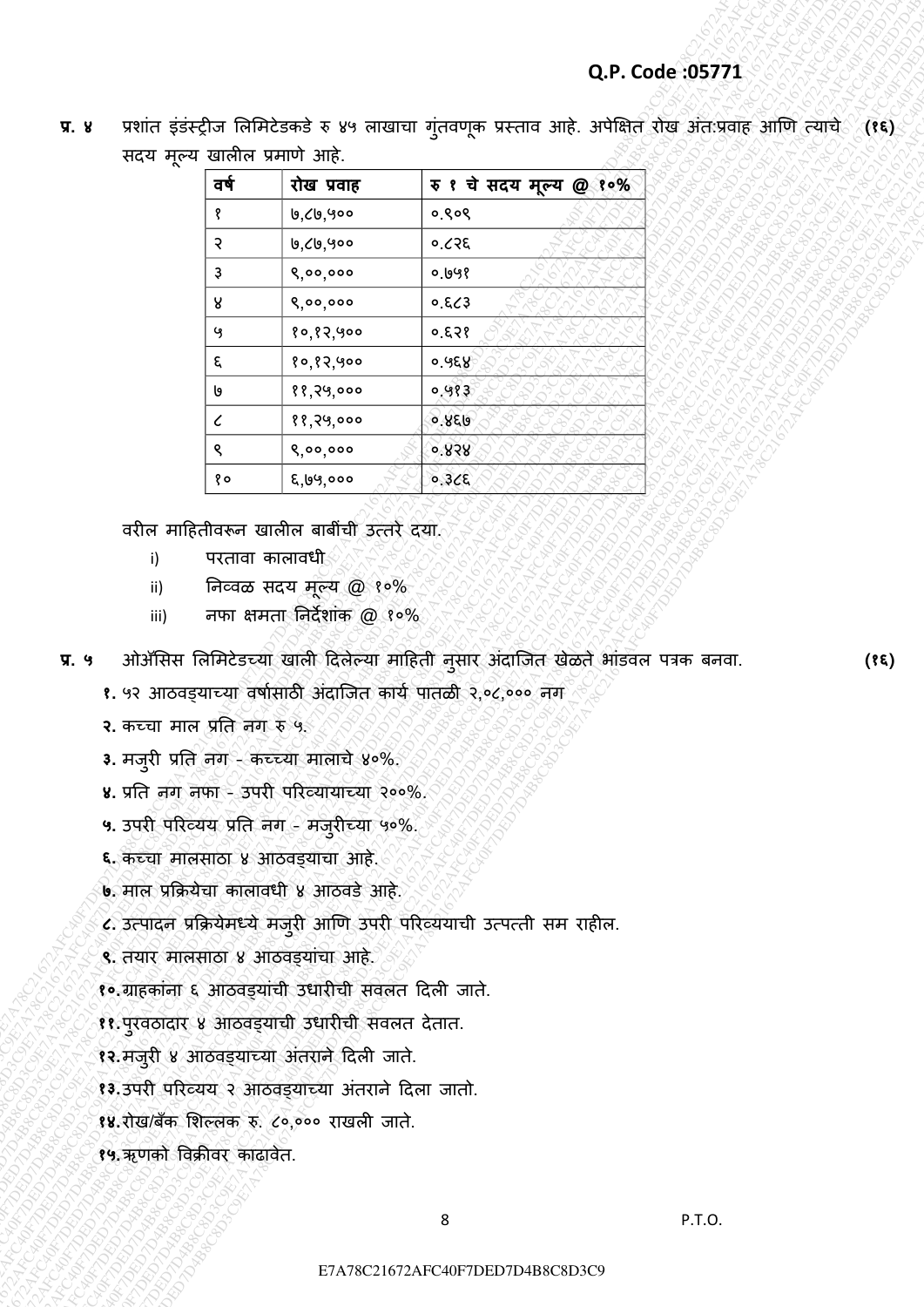**प्र. ४** प्रशांत इंडंस्ट्रीज लिमिटेडकडे रु ४५ लाखाचा गुंतवणूक प्रस्ताव आहे. अपेक्षित रोख अंत:प्रवाह आणि त्याचे सदय मूल्य खालील प्रमाणे आहे. **(१६)**

| वर्ष | रोख प्रवाह | रु १ चे सदय मूल्य @ १०% |
|---|---|---|
| १ | ७,८७,५०० | ०.९०९ |
| २ | ७,८७,५०० | ०.८२६ |
| ३ | ९,००,००० | ०.७५१ |
| ४ | ९,००,००० | ०.६८३ |
| ५ | १०,१२,५०० | ०.६२१ |
| ६ | १०,१२,५०० | ०.५६४ |
| ७ | ११,२५,००० | ०.५१३ |
| ८ | ११,२५,००० | ०.४६७ |
| ९ | ९,००,००० | ०.४२४ |
| १० | ६,७५,००० | ०.३८६ |

वरील माहितीवरून खालील बाबींची उत्तरे दया.

i) परतावा कालावधी

ii) निव्वळ सदय मूल्य @ १०%

iii) नफा क्षमता निर्देशांक @ १०%

**प्र. ५** ओॲसिस लिमिटेडच्या खाली दिलेल्या माहिती नुसार अंदाजित खेळते भांडवल पत्रक बनवा. **(१६)**

१. ५२ आठवड्याच्या वर्षासाठी अंदाजित कार्य पातळी २,०८,००० नग

२. कच्चा माल प्रति नग रु ५.

३. मजुरी प्रति नग - कच्च्या मालाचे ४०%.

४. प्रति नग नफा - उपरी परिव्यायाच्या २००%.

५. उपरी परिव्यय प्रति नग - मजुरीच्या ५०%.

६. कच्चा मालसाठा ४ आठवड्याचा आहे.

७. माल प्रक्रियेचा कालावधी ४ आठवडे आहे.

८. उत्पादन प्रक्रियेमध्ये मजुरी आणि उपरी परिव्ययाची उत्पत्ती सम राहील.

९. तयार मालसाठा ४ आठवड्यांचा आहे.

१०. ग्राहकांना ६ आठवड्यांची उधारीची सवलत दिली जाते.

११. पुरवठादार ४ आठवड्याची उधारीची सवलत देतात.

१२. मजुरी ४ आठवड्याच्या अंतराने दिली जाते.

१३. उपरी परिव्यय २ आठवड्याच्या अंतराने दिला जातो.

१४. रोख/बँक शिल्लक रु. ८०,००० राखली जाते.

१५. ऋणको विक्रीवर काढावेत.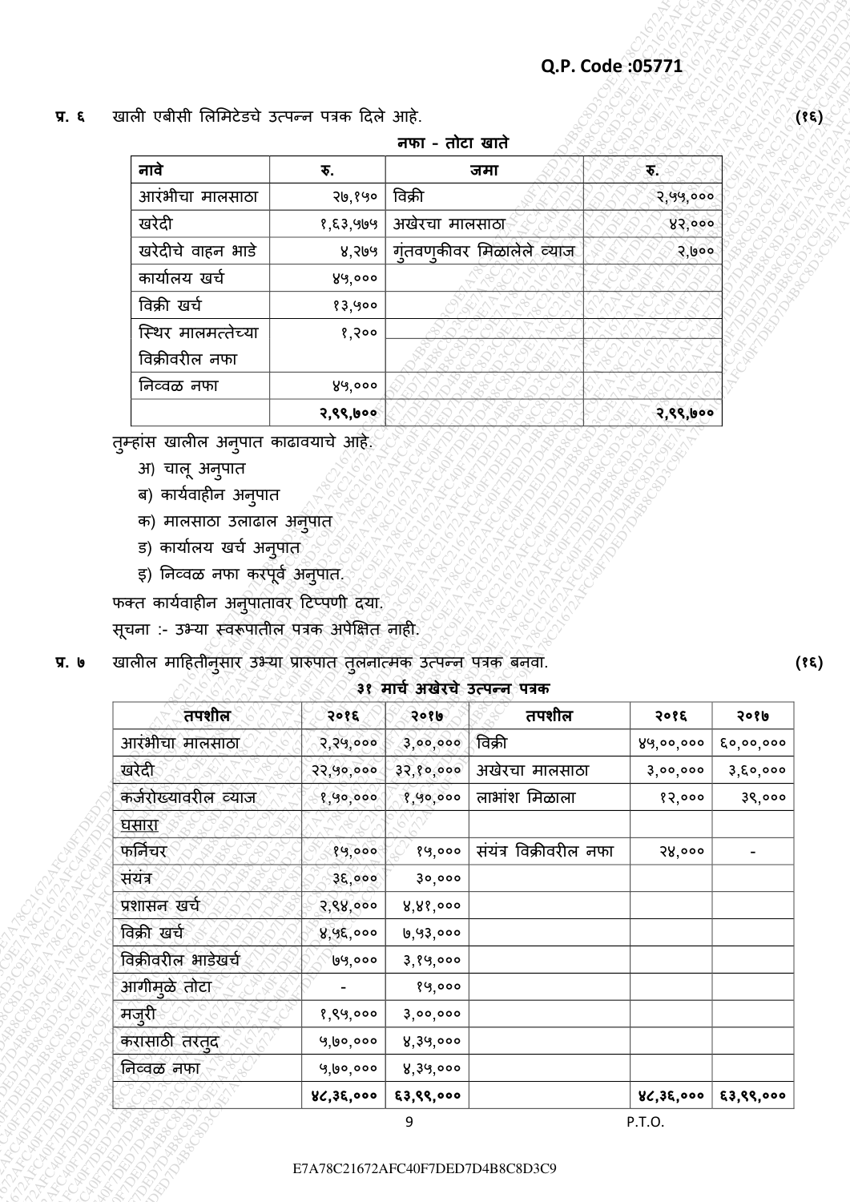**प्र. ६** खाली एबीसी लिमिटेडचे उत्पन्न पत्रक दिले आहे. **(१६)**

**नफा - तोटा खाते**

| नावे | रु. | जमा | रु. |
|---|---|---|---|
| आरंभीचा मालसाठा | २७,१५० | विक्री | २,५५,००० |
| खरेदी | १,६३,५७५ | अखेरचा मालसाठा | ४२,००० |
| खरेदीचे वाहन भाडे | ४,२७५ | गुंतवणुकीवर मिळालेले व्याज | २,७०० |
| कार्यालय खर्च | ४५,००० | | |
| विक्री खर्च | १३,५०० | | |
| स्थिर मालमत्तेच्या विक्रीवरील नफा | १,२०० | | |
| निव्वळ नफा | ४५,००० | | |
| | २,९९,७०० | | २,९९,७०० |

तुम्हांस खालील अनुपात काढावयाचे आहे.

अ) चालू अनुपात

ब) कार्यवाहीन अनुपात

क) मालसाठा उलाढाल अनुपात

ड) कार्यालय खर्च अनुपात

इ) निव्वळ नफा करपूर्व अनुपात.

फक्त कार्यवाहीन अनुपातावर टिप्पणी दया.

सूचना :- उभ्या स्वरूपातील पत्रक अपेक्षित नाही.

**प्र. ७** खालील माहितीनुसार उभ्या प्रारुपात तुलनात्मक उत्पन्न पत्रक बनवा. **(१६)**

**३१ मार्च अखेरचे उत्पन्न पत्रक**

| तपशील | २०१६ | २०१७ | तपशील | २०१६ | २०१७ |
|---|---|---|---|---|---|
| आरंभीचा मालसाठा | २,२५,००० | ३,००,००० | विक्री | ४५,००,००० | ६०,००,००० |
| खरेदी | २२,५०,००० | ३२,१०,००० | अखेरचा मालसाठा | ३,००,००० | ३,६०,००० |
| कर्जरोख्यावरील व्याज | १,५०,००० | १,५०,००० | लाभांश मिळाला | १२,००० | ३९,००० |
| घसारा | | | | | |
| फर्निचर | १५,००० | १५,००० | संयंत्र विक्रीवरील नफा | २४,००० | - |
| संयंत्र | ३६,००० | ३०,००० | | | |
| प्रशासन खर्च | २,९४,००० | ४,४१,००० | | | |
| विक्री खर्च | ४,५६,००० | ७,५३,००० | | | |
| विक्रीवरील भाडेखर्च | ७५,००० | ३,१५,००० | | | |
| आगीमुळे तोटा | - | १५,००० | | | |
| मजुरी | १,९५,००० | ३,००,००० | | | |
| करासाठी तरतुद | ५,७०,००० | ४,३५,००० | | | |
| निव्वळ नफा | ५,७०,००० | ४,३५,००० | | | |
| | ४८,३६,००० | ६३,९९,००० | | ४८,३६,००० | ६३,९९,००० |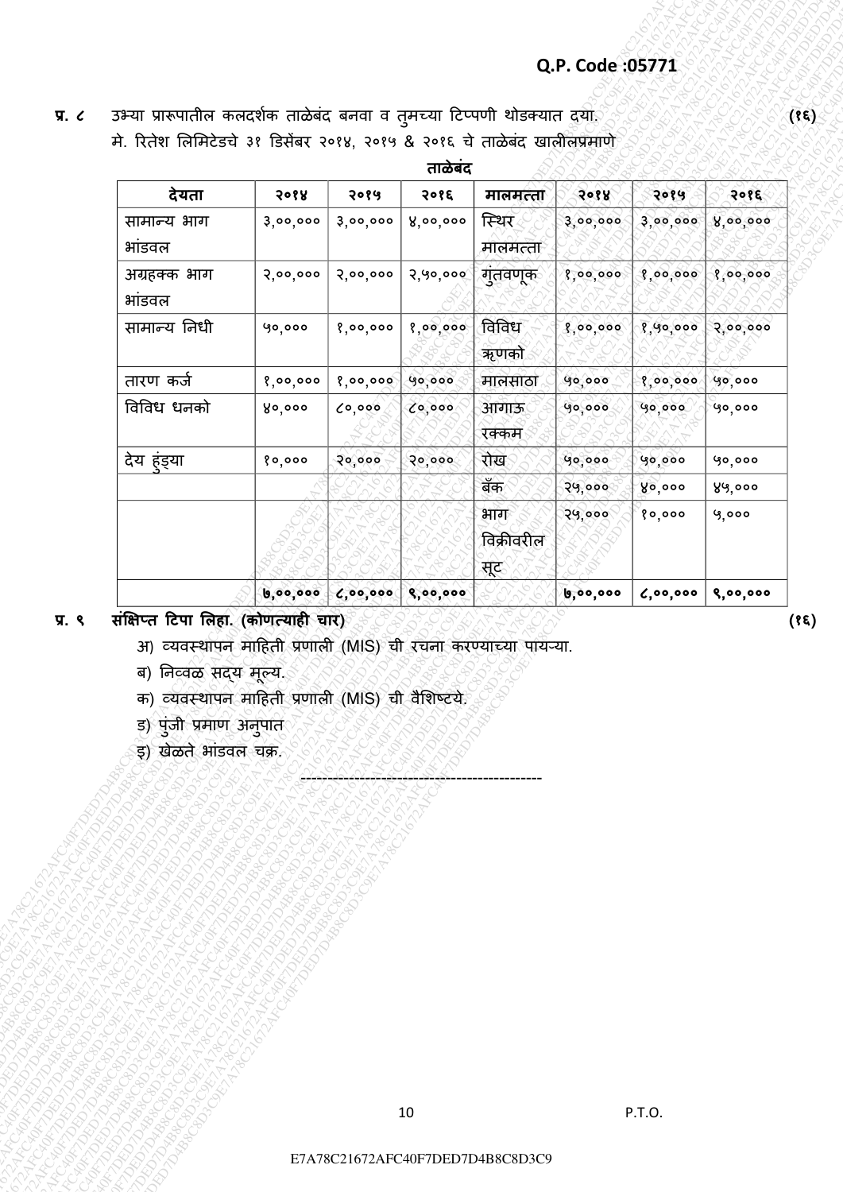**प्र. ८** उभ्या प्रारूपातील कलदर्शक ताळेबंद बनवा व तुमच्या टिप्पणी थोडक्यात दया. **(१६)**

मे. रितेश लिमिटेडचे ३१ डिसेंबर २०१४, २०१५ & २०१६ चे ताळेबंद खालीलप्रमाणे

**ताळेबंद**

| देयता | २०१४ | २०१५ | २०१६ | मालमत्ता | २०१४ | २०१५ | २०१६ |
|---|---|---|---|---|---|---|---|
| सामान्य भाग भांडवल | ३,००,००० | ३,००,००० | ४,००,००० | स्थिर मालमत्ता | ३,००,००० | ३,००,००० | ४,००,००० |
| अग्रहक्क भाग भांडवल | २,००,००० | २,००,००० | २,५०,००० | गुंतवणूक | १,००,००० | १,००,००० | १,००,००० |
| सामान्य निधी | ५०,००० | १,००,००० | १,००,००० | विविध ऋणको | १,००,००० | १,५०,००० | २,००,००० |
| तारण कर्ज | १,००,००० | १,००,००० | ५०,००० | मालसाठा | ५०,००० | १,००,००० | ५०,००० |
| विविध धनको | ४०,००० | ८०,००० | ८०,००० | आगाऊ रक्कम | ५०,००० | ५०,००० | ५०,००० |
| देय हुंड्या | १०,००० | २०,००० | २०,००० | रोख | ५०,००० | ५०,००० | ५०,००० |
| | | | | बँक | २५,००० | ४०,००० | ४५,००० |
| | | | | भाग विक्रीवरील सूट | २५,००० | १०,००० | ५,००० |
| | ७,००,००० | ८,००,००० | ९,००,००० | | ७,००,००० | ८,००,००० | ९,००,००० |

**प्र. ९ संक्षिप्त टिपा लिहा. (कोणत्याही चार)** **(१६)**

अ) व्यवस्थापन माहिती प्रणाली (MIS) ची रचना करण्याच्या पायऱ्या.

ब) निव्वळ सद्य मूल्य.

क) व्यवस्थापन माहिती प्रणाली (MIS) ची वैशिष्टये.

ड) पुंजी प्रमाण अनुपात

इ) खेळते भांडवल चक्र.

---